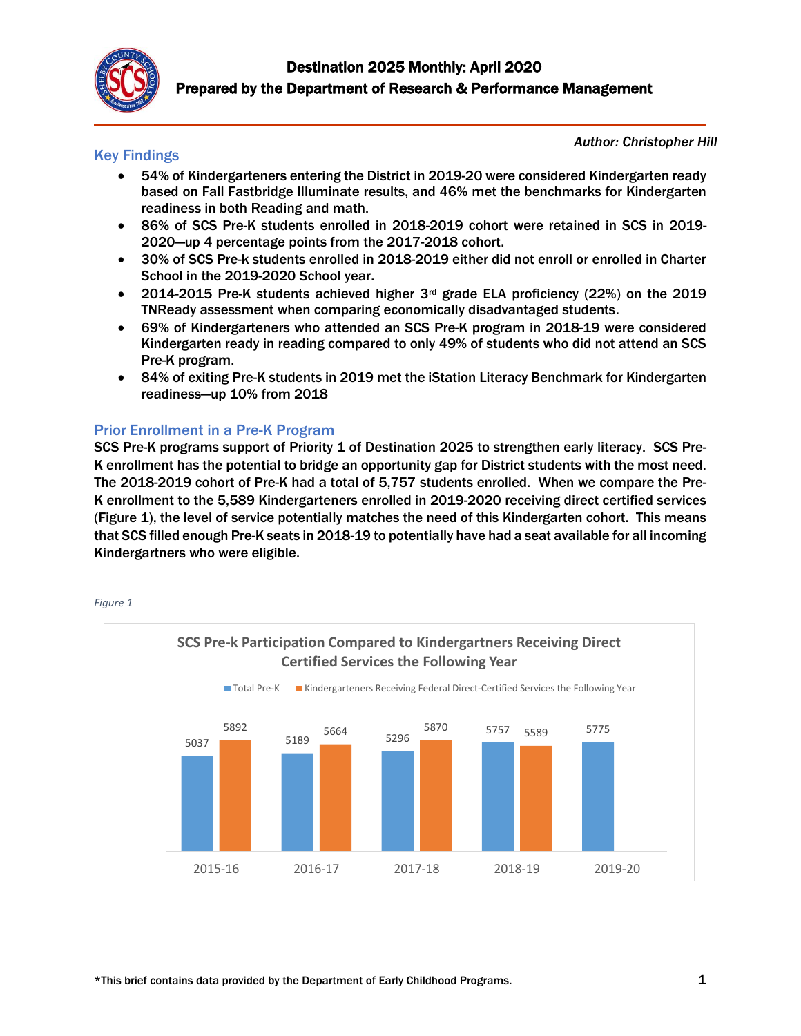# Destination 2025 Monthly: April 2020

## Prepared by the Department of Research & Performance Management

*Author: Christopher Hill*

## Key Findings

- 54% of Kindergarteners entering the District in 2019-20 were considered Kindergarten ready based on Fall Fastbridge Illuminate results, and 46% met the benchmarks for Kindergarten readiness in both Reading and math.
- 86% of SCS Pre-K students enrolled in 2018-2019 cohort were retained in SCS in 2019-2020—up 4 percentage points from the 2017-2018 cohort.
- 30% of SCS Pre-k students enrolled in 2018-2019 either did not enroll or enrolled in Charter School in the 2019-2020 School year.
- 2014-2015 Pre-K students achieved higher 3rd grade ELA proficiency (22%) on the 2019 TNReady assessment when comparing economically disadvantaged students.
- 69% of Kindergarteners who attended an SCS Pre-K program in 2018-19 were considered Kindergarten ready in reading compared to only 49% of students who did not attend an SCS Pre-K program.
- 84% of exiting Pre-K students in 2019 met the iStation Literacy Benchmark for Kindergarten readiness—up 10% from 2018

## Prior Enrollment in a Pre-K Program

SCS Pre-K programs support of Priority 1 of Destination 2025 to strengthen early literacy. SCS Pre-K enrollment has the potential to bridge an opportunity gap for District students with the most need. The 2018-2019 cohort of Pre-K had a total of 5,757 students enrolled. When we compare the Pre-K enrollment to the 5,589 Kindergarteners enrolled in 2019-2020 receiving direct certified services (Figure 1), the level of service potentially matches the need of this Kindergarten cohort. This means that SCS filled enough Pre-K seats in 2018-19 to potentially have had a seat available for all incoming Kindergartners who were eligible.

*Figure 1*

**SCS Pre-k Participation Compared to Kindergartners Receiving Direct Certified Services the Following Year**

| Year | Total Pre-K | Kindergarteners Receiving Federal Direct-Certified Services the Following Year |
|---|---|---|
| 2015-16 | 5037 | 5892 |
| 2016-17 | 5189 | 5664 |
| 2017-18 | 5296 | 5870 |
| 2018-19 | 5757 | 5589 |
| 2019-20 | 5775 | |

*This brief contains data provided by the Department of Early Childhood Programs.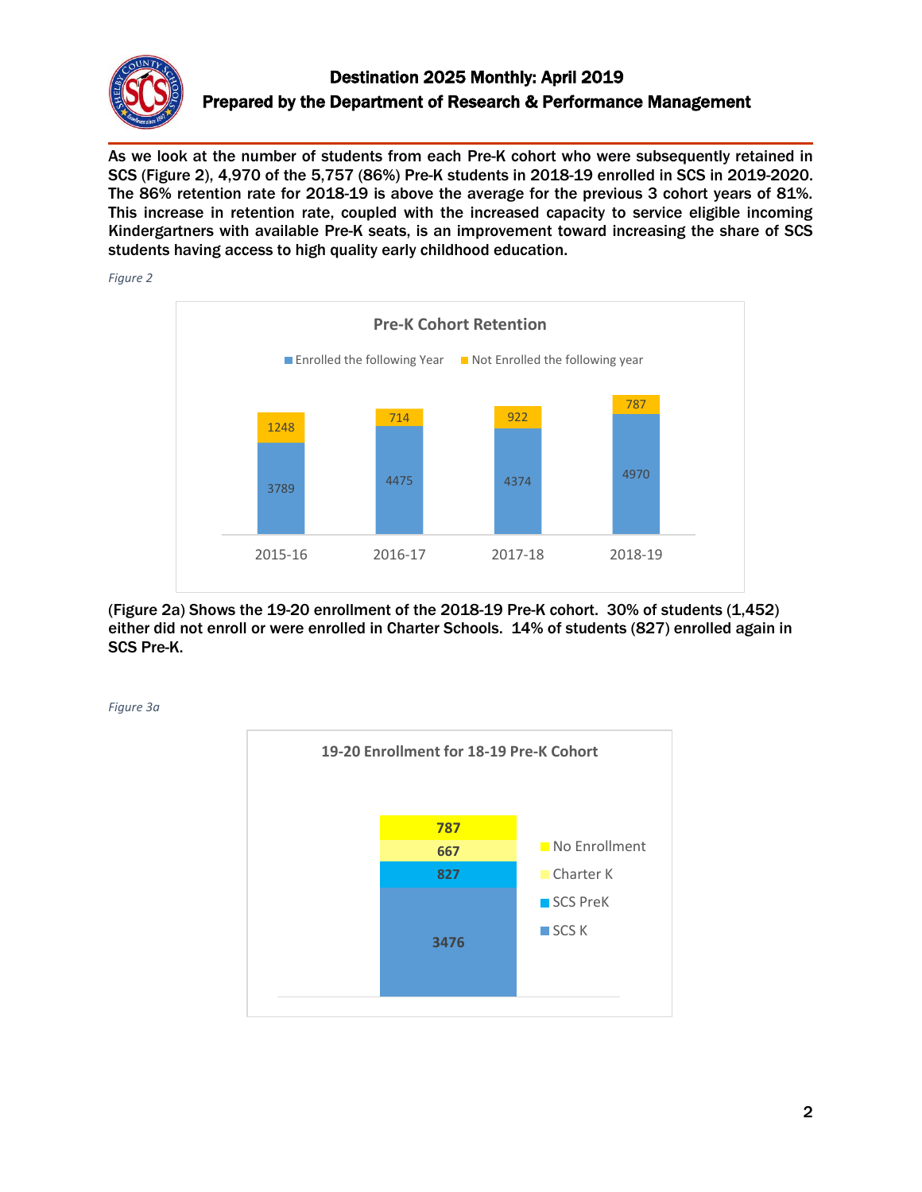# Destination 2025 Monthly: April 2019

## Prepared by the Department of Research & Performance Management

**As we look at the number of students from each Pre-K cohort who were subsequently retained in SCS (Figure 2), 4,970 of the 5,757 (86%) Pre-K students in 2018-19 enrolled in SCS in 2019-2020. The 86% retention rate for 2018-19 is above the average for the previous 3 cohort years of 81%. This increase in retention rate, coupled with the increased capacity to service eligible incoming Kindergartners with available Pre-K seats, is an improvement toward increasing the share of SCS students having access to high quality early childhood education.**

*Figure 2*

**Pre-K Cohort Retention**

| Cohort | Enrolled the following Year | Not Enrolled the following year |
|---|---|---|
| 2015-16 | 3789 | 1248 |
| 2016-17 | 4475 | 714 |
| 2017-18 | 4374 | 922 |
| 2018-19 | 4970 | 787 |

**(Figure 2a) Shows the 19-20 enrollment of the 2018-19 Pre-K cohort. 30% of students (1,452) either did not enroll or were enrolled in Charter Schools. 14% of students (827) enrolled again in SCS Pre-K.**

*Figure 3a*

**19-20 Enrollment for 18-19 Pre-K Cohort**

| Category | Students |
|---|---|
| No Enrollment | 787 |
| Charter K | 667 |
| SCS PreK | 827 |
| SCS K | 3476 |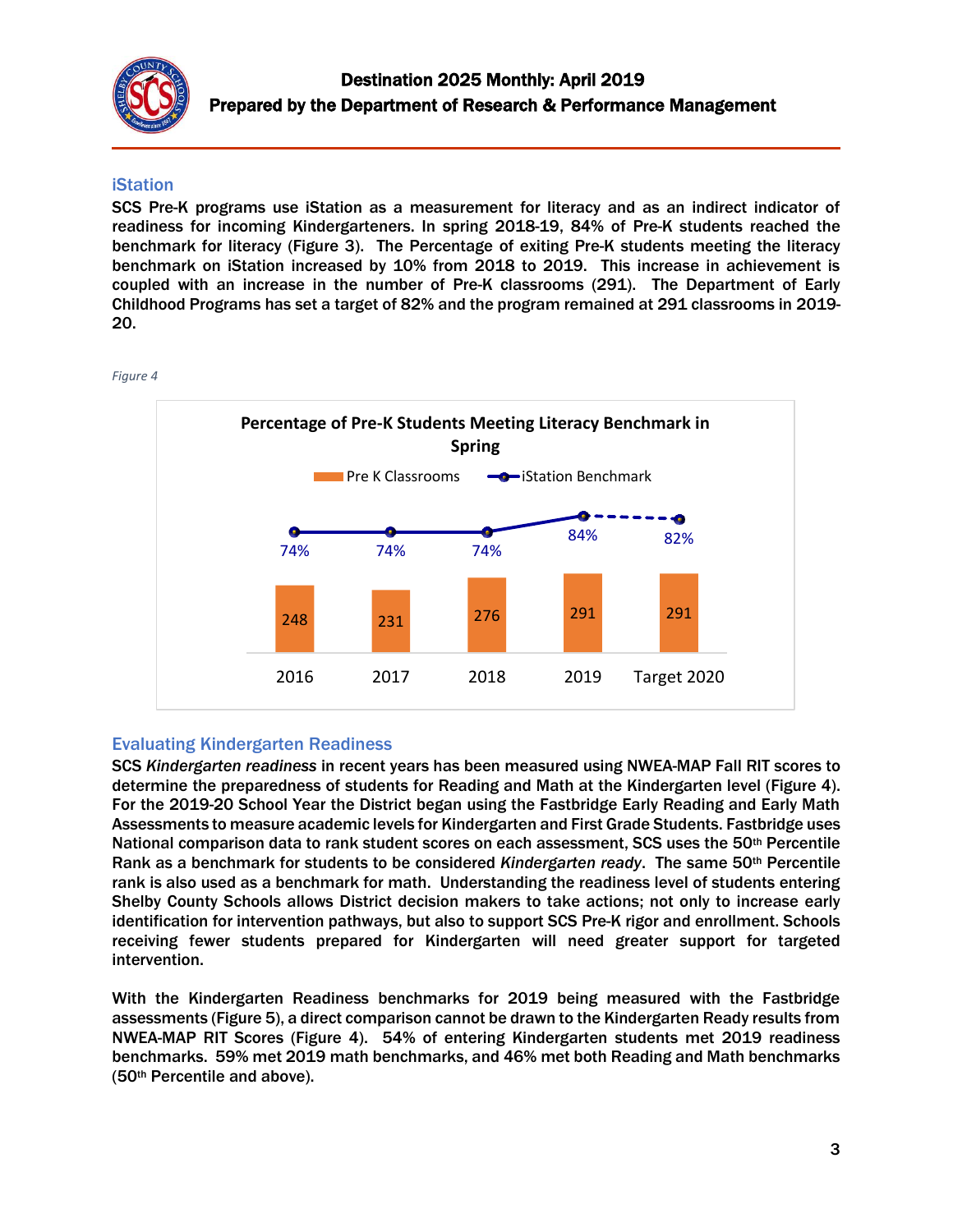## iStation

SCS Pre-K programs use iStation as a measurement for literacy and as an indirect indicator of readiness for incoming Kindergarteners. In spring 2018-19, 84% of Pre-K students reached the benchmark for literacy (Figure 3). The Percentage of exiting Pre-K students meeting the literacy benchmark on iStation increased by 10% from 2018 to 2019. This increase in achievement is coupled with an increase in the number of Pre-K classrooms (291). The Department of Early Childhood Programs has set a target of 82% and the program remained at 291 classrooms in 2019-20.

*Figure 4*

**Percentage of Pre-K Students Meeting Literacy Benchmark in Spring**

| | 2016 | 2017 | 2018 | 2019 | Target 2020 |
|---|---|---|---|---|---|
| Pre K Classrooms | 248 | 231 | 276 | 291 | 291 |
| iStation Benchmark | 74% | 74% | 74% | 84% | 82% |

## Evaluating Kindergarten Readiness

SCS *Kindergarten readiness* in recent years has been measured using NWEA-MAP Fall RIT scores to determine the preparedness of students for Reading and Math at the Kindergarten level (Figure 4). For the 2019-20 School Year the District began using the Fastbridge Early Reading and Early Math Assessments to measure academic levels for Kindergarten and First Grade Students. Fastbridge uses National comparison data to rank student scores on each assessment, SCS uses the 50th Percentile Rank as a benchmark for students to be considered *Kindergarten ready*. The same 50th Percentile rank is also used as a benchmark for math. Understanding the readiness level of students entering Shelby County Schools allows District decision makers to take actions; not only to increase early identification for intervention pathways, but also to support SCS Pre-K rigor and enrollment. Schools receiving fewer students prepared for Kindergarten will need greater support for targeted intervention.

With the Kindergarten Readiness benchmarks for 2019 being measured with the Fastbridge assessments (Figure 5), a direct comparison cannot be drawn to the Kindergarten Ready results from NWEA-MAP RIT Scores (Figure 4). 54% of entering Kindergarten students met 2019 readiness benchmarks. 59% met 2019 math benchmarks, and 46% met both Reading and Math benchmarks (50th Percentile and above).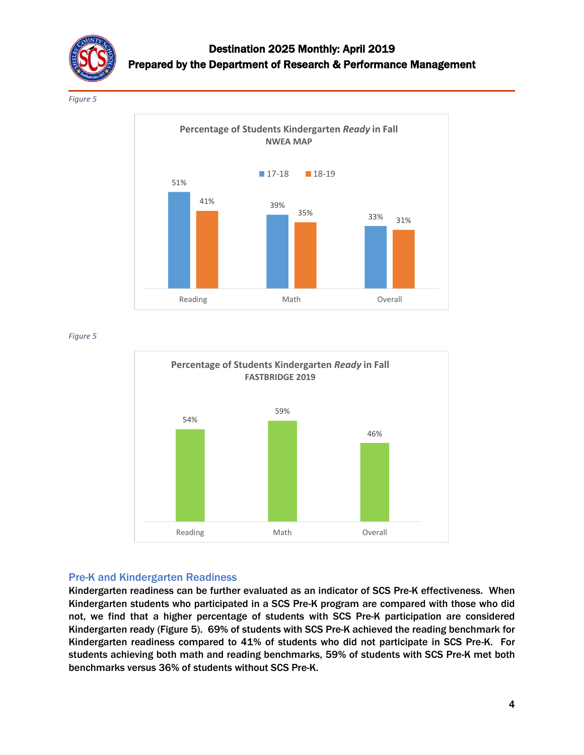*Figure 5*

| | 17-18 | 18-19 |
|---|---|---|
| Reading | 51% | 41% |
| Math | 39% | 35% |
| Overall | 33% | 31% |

Percentage of Students Kindergarten *Ready* in Fall
NWEA MAP

*Figure 5*

| | FASTBRIDGE 2019 |
|---|---|
| Reading | 54% |
| Math | 59% |
| Overall | 46% |

Percentage of Students Kindergarten *Ready* in Fall
FASTBRIDGE 2019

## Pre-K and Kindergarten Readiness

**Kindergarten readiness can be further evaluated as an indicator of SCS Pre-K effectiveness. When Kindergarten students who participated in a SCS Pre-K program are compared with those who did not, we find that a higher percentage of students with SCS Pre-K participation are considered Kindergarten ready (Figure 5). 69% of students with SCS Pre-K achieved the reading benchmark for Kindergarten readiness compared to 41% of students who did not participate in SCS Pre-K. For students achieving both math and reading benchmarks, 59% of students with SCS Pre-K met both benchmarks versus 36% of students without SCS Pre-K.**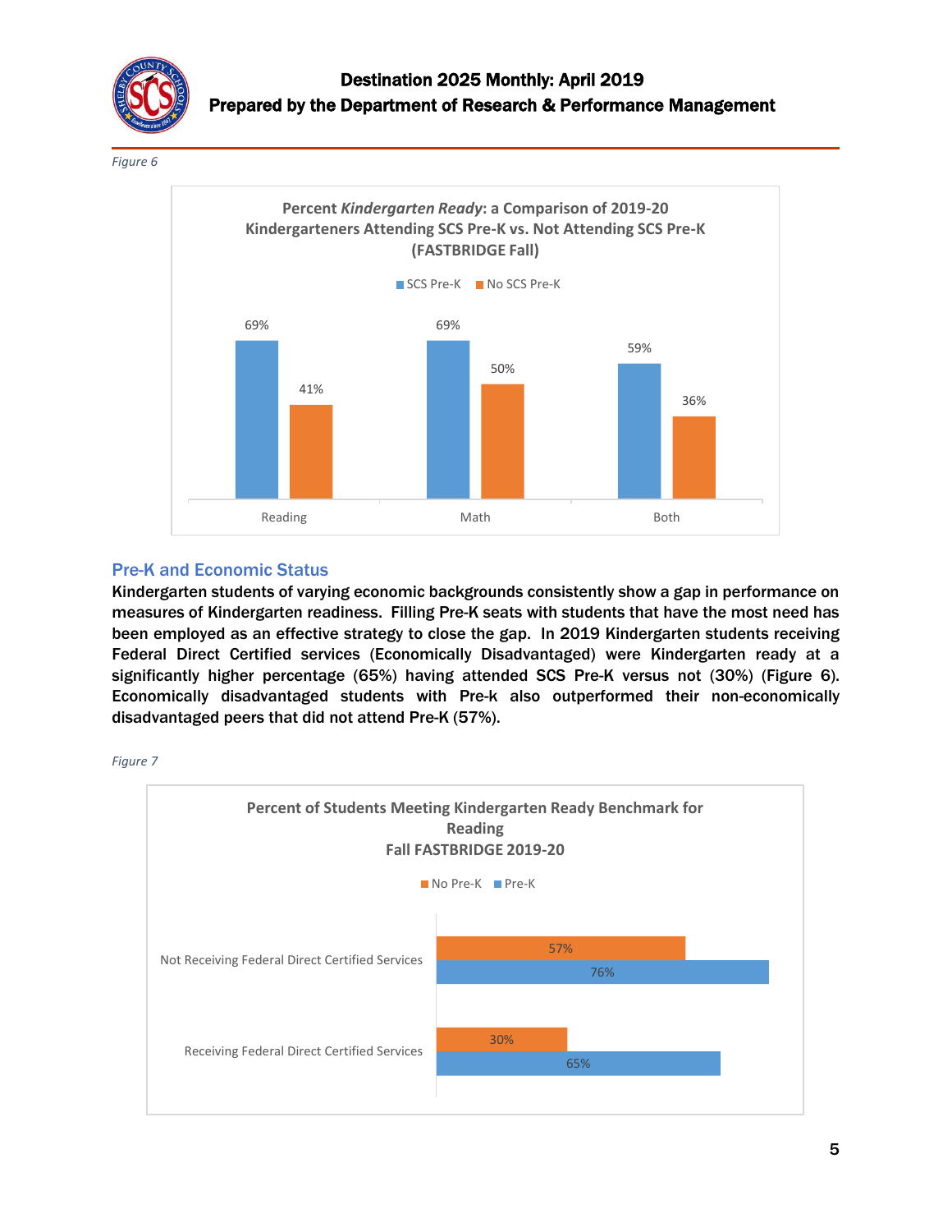*Figure 6*

**Percent *Kindergarten Ready*: a Comparison of 2019-20 Kindergarteners Attending SCS Pre-K vs. Not Attending SCS Pre-K (FASTBRIDGE Fall)**

| | SCS Pre-K | No SCS Pre-K |
|---|---|---|
| Reading | 69% | 41% |
| Math | 69% | 50% |
| Both | 59% | 36% |

## Pre-K and Economic Status

**Kindergarten students of varying economic backgrounds consistently show a gap in performance on measures of Kindergarten readiness. Filling Pre-K seats with students that have the most need has been employed as an effective strategy to close the gap. In 2019 Kindergarten students receiving Federal Direct Certified services (Economically Disadvantaged) were Kindergarten ready at a significantly higher percentage (65%) having attended SCS Pre-K versus not (30%) (Figure 6). Economically disadvantaged students with Pre-k also outperformed their non-economically disadvantaged peers that did not attend Pre-K (57%).**

*Figure 7*

**Percent of Students Meeting Kindergarten Ready Benchmark for Reading Fall FASTBRIDGE 2019-20**

| | No Pre-K | Pre-K |
|---|---|---|
| Not Receiving Federal Direct Certified Services | 57% | 76% |
| Receiving Federal Direct Certified Services | 30% | 65% |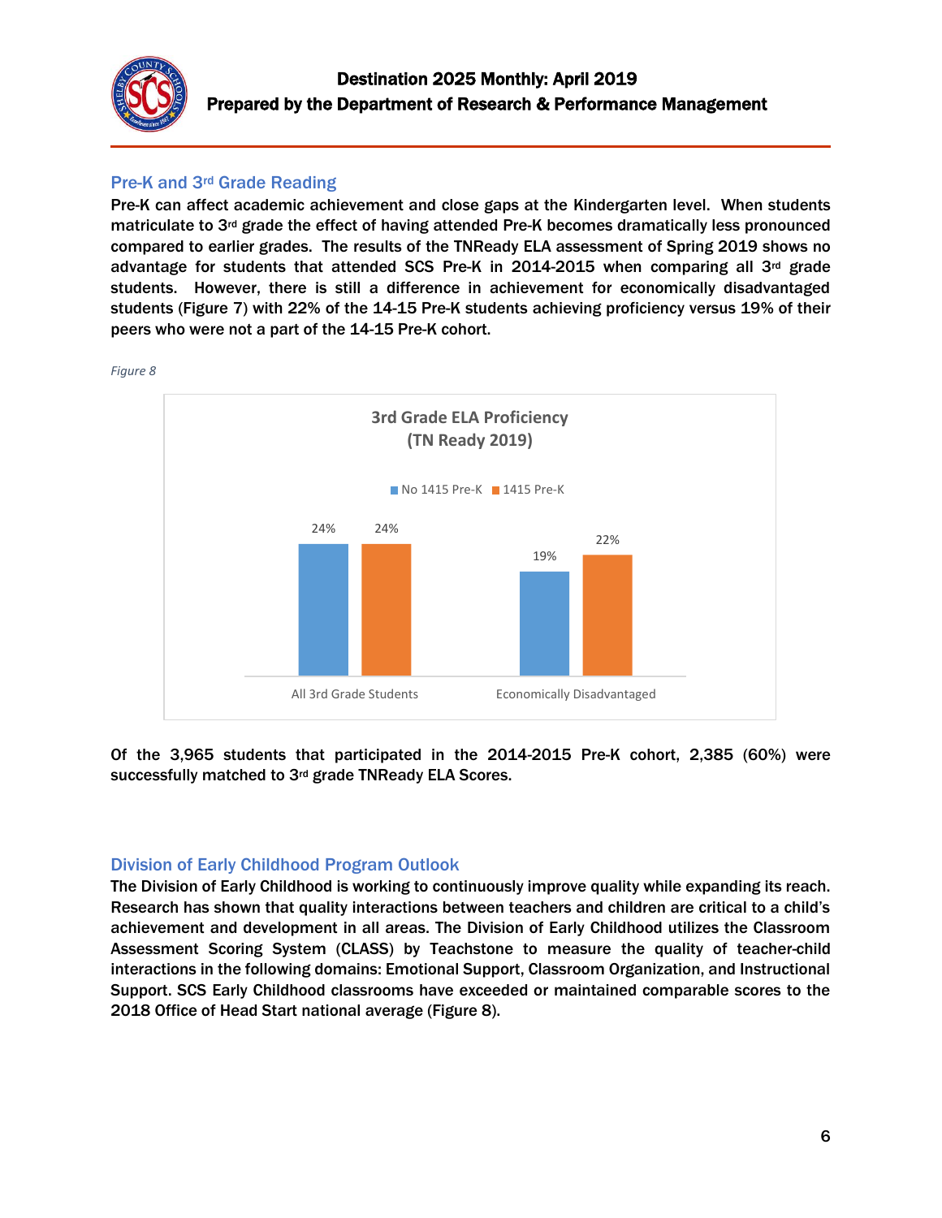## Pre-K and 3rd Grade Reading

Pre-K can affect academic achievement and close gaps at the Kindergarten level. When students matriculate to 3rd grade the effect of having attended Pre-K becomes dramatically less pronounced compared to earlier grades. The results of the TNReady ELA assessment of Spring 2019 shows no advantage for students that attended SCS Pre-K in 2014-2015 when comparing all 3rd grade students. However, there is still a difference in achievement for economically disadvantaged students (Figure 7) with 22% of the 14-15 Pre-K students achieving proficiency versus 19% of their peers who were not a part of the 14-15 Pre-K cohort.

*Figure 8*

**3rd Grade ELA Proficiency (TN Ready 2019)**

| | No 1415 Pre-K | 1415 Pre-K |
|---|---|---|
| All 3rd Grade Students | 24% | 24% |
| Economically Disadvantaged | 19% | 22% |

Of the 3,965 students that participated in the 2014-2015 Pre-K cohort, 2,385 (60%) were successfully matched to 3rd grade TNReady ELA Scores.

## Division of Early Childhood Program Outlook

The Division of Early Childhood is working to continuously improve quality while expanding its reach. Research has shown that quality interactions between teachers and children are critical to a child's achievement and development in all areas. The Division of Early Childhood utilizes the Classroom Assessment Scoring System (CLASS) by Teachstone to measure the quality of teacher-child interactions in the following domains: Emotional Support, Classroom Organization, and Instructional Support. SCS Early Childhood classrooms have exceeded or maintained comparable scores to the 2018 Office of Head Start national average (Figure 8).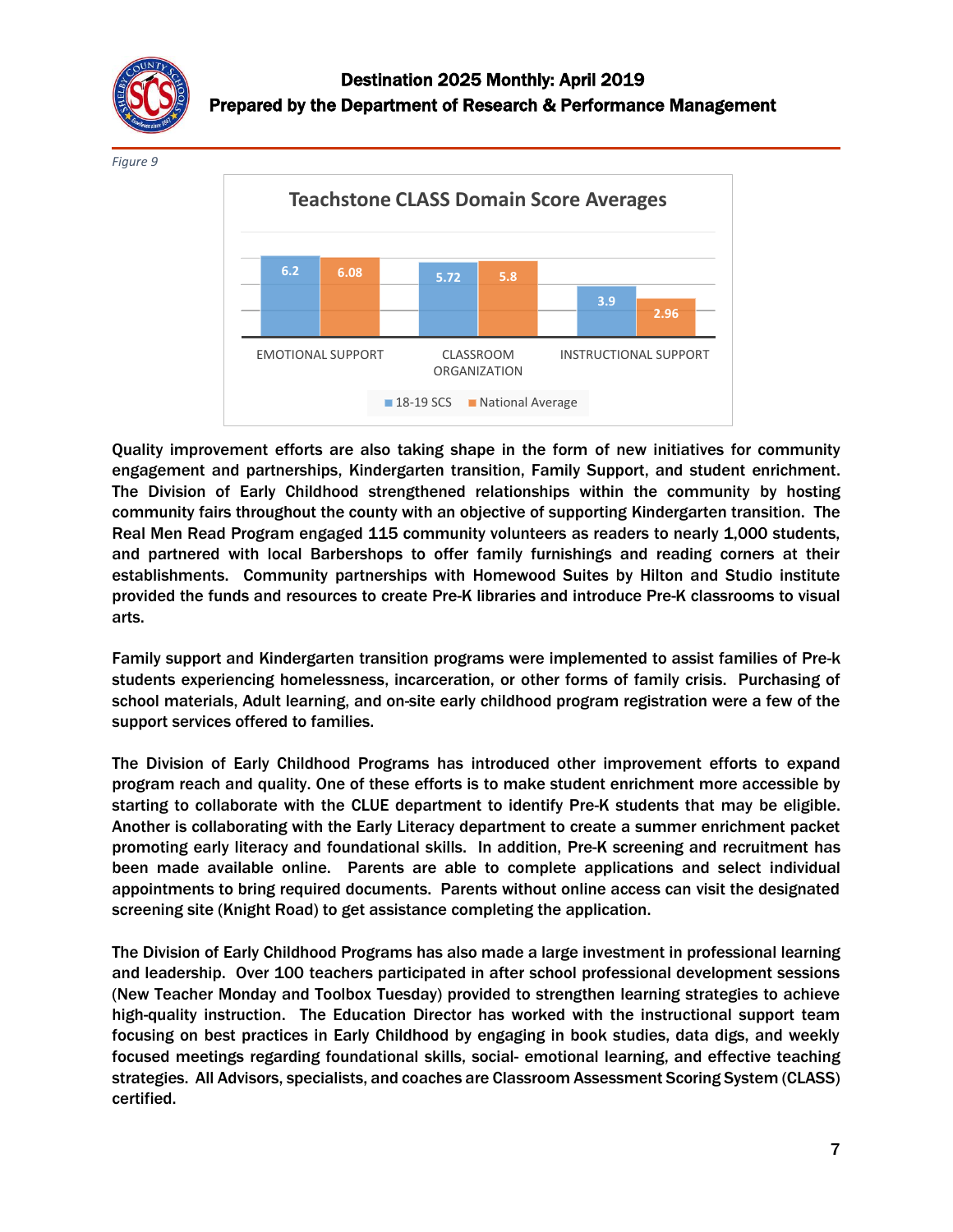Figure 9

Teachstone CLASS Domain Score Averages

EMOTIONAL SUPPORT: 6.2, 6.08
CLASSROOM ORGANIZATION: 5.72, 5.8
INSTRUCTIONAL SUPPORT: 3.9, 2.96

18-19 SCS
National Average

Quality improvement efforts are also taking shape in the form of new initiatives for community engagement and partnerships, Kindergarten transition, Family Support, and student enrichment. The Division of Early Childhood strengthened relationships within the community by hosting community fairs throughout the county with an objective of supporting Kindergarten transition. The Real Men Read Program engaged 115 community volunteers as readers to nearly 1,000 students, and partnered with local Barbershops to offer family furnishings and reading corners at their establishments. Community partnerships with Homewood Suites by Hilton and Studio institute provided the funds and resources to create Pre-K libraries and introduce Pre-K classrooms to visual arts.

Family support and Kindergarten transition programs were implemented to assist families of Pre-k students experiencing homelessness, incarceration, or other forms of family crisis. Purchasing of school materials, Adult learning, and on-site early childhood program registration were a few of the support services offered to families.

The Division of Early Childhood Programs has introduced other improvement efforts to expand program reach and quality. One of these efforts is to make student enrichment more accessible by starting to collaborate with the CLUE department to identify Pre-K students that may be eligible. Another is collaborating with the Early Literacy department to create a summer enrichment packet promoting early literacy and foundational skills. In addition, Pre-K screening and recruitment has been made available online. Parents are able to complete applications and select individual appointments to bring required documents. Parents without online access can visit the designated screening site (Knight Road) to get assistance completing the application.

The Division of Early Childhood Programs has also made a large investment in professional learning and leadership. Over 100 teachers participated in after school professional development sessions (New Teacher Monday and Toolbox Tuesday) provided to strengthen learning strategies to achieve high-quality instruction. The Education Director has worked with the instructional support team focusing on best practices in Early Childhood by engaging in book studies, data digs, and weekly focused meetings regarding foundational skills, social- emotional learning, and effective teaching strategies. All Advisors, specialists, and coaches are Classroom Assessment Scoring System (CLASS) certified.